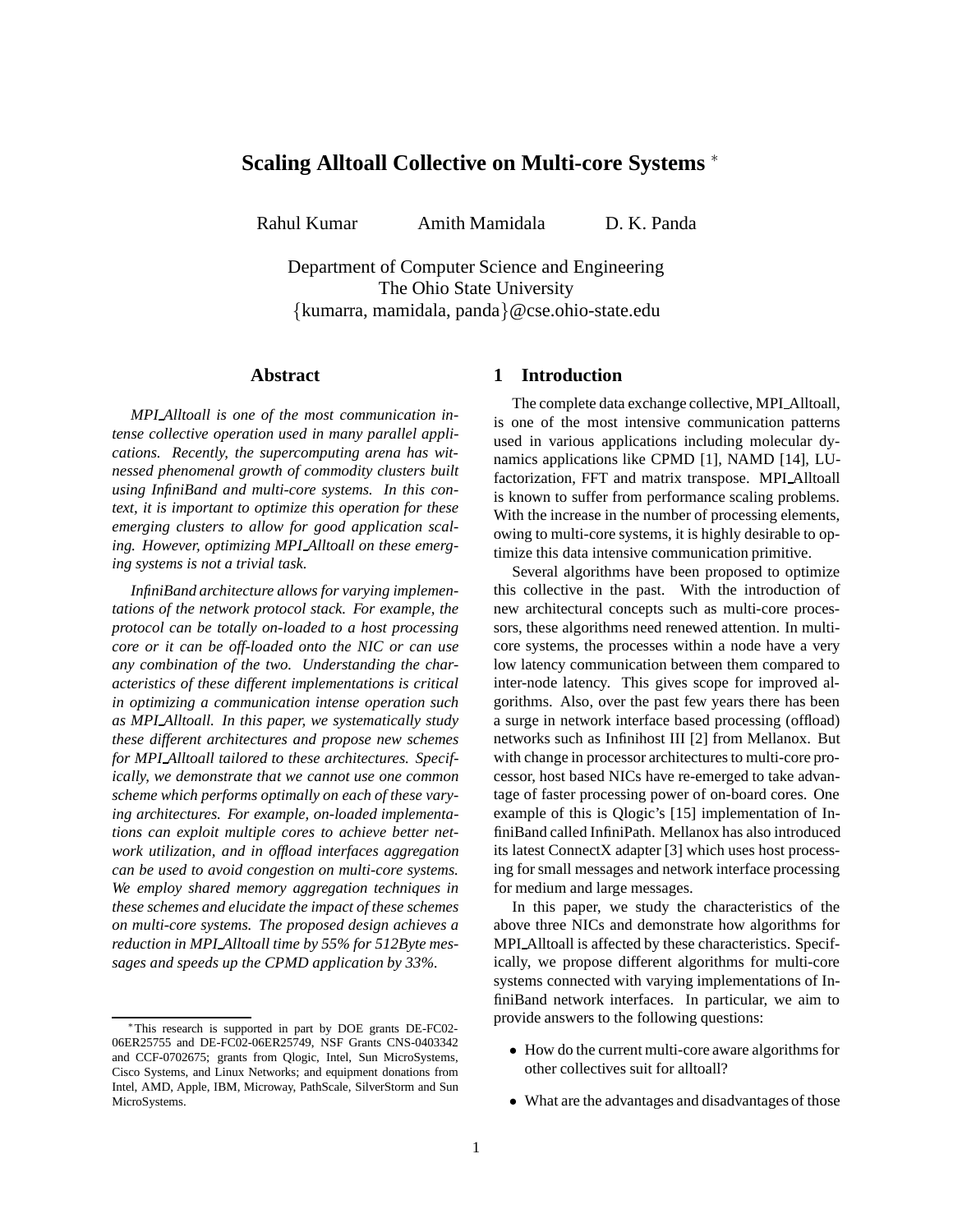# Scaling Alltoall Collective on Multi-core Systems *

Rahul Kumar    Amith Mamidala    D. K. Panda

Department of Computer Science and Engineering
The Ohio State University
{kumarra, mamidala, panda}@cse.ohio-state.edu

## Abstract

*MPI_Alltoall is one of the most communication intense collective operation used in many parallel applications. Recently, the supercomputing arena has witnessed phenomenal growth of commodity clusters built using InfiniBand and multi-core systems. In this context, it is important to optimize this operation for these emerging clusters to allow for good application scaling. However, optimizing MPI_Alltoall on these emerging systems is not a trivial task.*

*InfiniBand architecture allows for varying implementations of the network protocol stack. For example, the protocol can be totally on-loaded to a host processing core or it can be off-loaded onto the NIC or can use any combination of the two. Understanding the characteristics of these different implementations is critical in optimizing a communication intense operation such as MPI_Alltoall. In this paper, we systematically study these different architectures and propose new schemes for MPI_Alltoall tailored to these architectures. Specifically, we demonstrate that we cannot use one common scheme which performs optimally on each of these varying architectures. For example, on-loaded implementations can exploit multiple cores to achieve better network utilization, and in offload interfaces aggregation can be used to avoid congestion on multi-core systems. We employ shared memory aggregation techniques in these schemes and elucidate the impact of these schemes on multi-core systems. The proposed design achieves a reduction in MPI_Alltoall time by 55% for 512Byte messages and speeds up the CPMD application by 33%.*

* This research is supported in part by DOE grants DE-FC02-06ER25755 and DE-FC02-06ER25749, NSF Grants CNS-0403342 and CCF-0702675; grants from Qlogic, Intel, Sun MicroSystems, Cisco Systems, and Linux Networks; and equipment donations from Intel, AMD, Apple, IBM, Microway, PathScale, SilverStorm and Sun MicroSystems.

## 1 Introduction

The complete data exchange collective, MPI_Alltoall, is one of the most intensive communication patterns used in various applications including molecular dynamics applications like CPMD [1], NAMD [14], LU-factorization, FFT and matrix transpose. MPI_Alltoall is known to suffer from performance scaling problems. With the increase in the number of processing elements, owing to multi-core systems, it is highly desirable to optimize this data intensive communication primitive.

Several algorithms have been proposed to optimize this collective in the past. With the introduction of new architectural concepts such as multi-core processors, these algorithms need renewed attention. In multi-core systems, the processes within a node have a very low latency communication between them compared to inter-node latency. This gives scope for improved algorithms. Also, over the past few years there has been a surge in network interface based processing (offload) networks such as Infinihost III [2] from Mellanox. But with change in processor architectures to multi-core processor, host based NICs have re-emerged to take advantage of faster processing power of on-board cores. One example of this is Qlogic's [15] implementation of InfiniBand called InfiniPath. Mellanox has also introduced its latest ConnectX adapter [3] which uses host processing for small messages and network interface processing for medium and large messages.

In this paper, we study the characteristics of the above three NICs and demonstrate how algorithms for MPI_Alltoall is affected by these characteristics. Specifically, we propose different algorithms for multi-core systems connected with varying implementations of InfiniBand network interfaces. In particular, we aim to provide answers to the following questions:

- How do the current multi-core aware algorithms for other collectives suit for alltoall?
- What are the advantages and disadvantages of those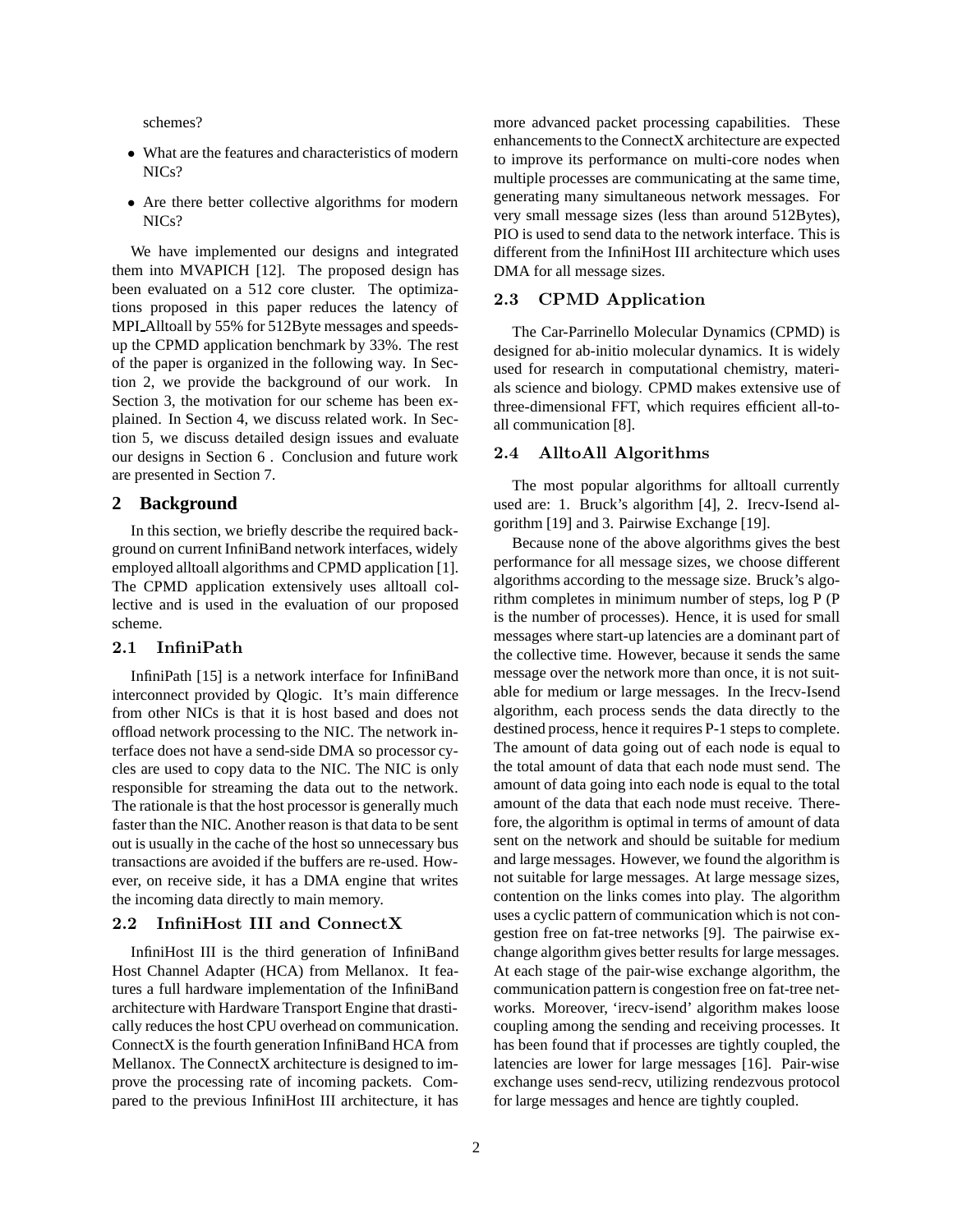schemes?

- What are the features and characteristics of modern NICs?
- Are there better collective algorithms for modern NICs?

We have implemented our designs and integrated them into MVAPICH [12]. The proposed design has been evaluated on a 512 core cluster. The optimizations proposed in this paper reduces the latency of MPI_Alltoall by 55% for 512Byte messages and speeds-up the CPMD application benchmark by 33%. The rest of the paper is organized in the following way. In Section 2, we provide the background of our work. In Section 3, the motivation for our scheme has been explained. In Section 4, we discuss related work. In Section 5, we discuss detailed design issues and evaluate our designs in Section 6 . Conclusion and future work are presented in Section 7.

## 2 Background

In this section, we briefly describe the required background on current InfiniBand network interfaces, widely employed alltoall algorithms and CPMD application [1]. The CPMD application extensively uses alltoall collective and is used in the evaluation of our proposed scheme.

### 2.1 InfiniPath

InfiniPath [15] is a network interface for InfiniBand interconnect provided by Qlogic. It's main difference from other NICs is that it is host based and does not offload network processing to the NIC. The network interface does not have a send-side DMA so processor cycles are used to copy data to the NIC. The NIC is only responsible for streaming the data out to the network. The rationale is that the host processor is generally much faster than the NIC. Another reason is that data to be sent out is usually in the cache of the host so unnecessary bus transactions are avoided if the buffers are re-used. However, on receive side, it has a DMA engine that writes the incoming data directly to main memory.

### 2.2 InfiniHost III and ConnectX

InfiniHost III is the third generation of InfiniBand Host Channel Adapter (HCA) from Mellanox. It features a full hardware implementation of the InfiniBand architecture with Hardware Transport Engine that drastically reduces the host CPU overhead on communication. ConnectX is the fourth generation InfiniBand HCA from Mellanox. The ConnectX architecture is designed to improve the processing rate of incoming packets. Compared to the previous InfiniHost III architecture, it has more advanced packet processing capabilities. These enhancements to the ConnectX architecture are expected to improve its performance on multi-core nodes when multiple processes are communicating at the same time, generating many simultaneous network messages. For very small message sizes (less than around 512Bytes), PIO is used to send data to the network interface. This is different from the InfiniHost III architecture which uses DMA for all message sizes.

### 2.3 CPMD Application

The Car-Parrinello Molecular Dynamics (CPMD) is designed for ab-initio molecular dynamics. It is widely used for research in computational chemistry, materials science and biology. CPMD makes extensive use of three-dimensional FFT, which requires efficient all-to-all communication [8].

### 2.4 AlltoAll Algorithms

The most popular algorithms for alltoall currently used are: 1. Bruck's algorithm [4], 2. Irecv-Isend algorithm [19] and 3. Pairwise Exchange [19].

Because none of the above algorithms gives the best performance for all message sizes, we choose different algorithms according to the message size. Bruck's algorithm completes in minimum number of steps, log P (P is the number of processes). Hence, it is used for small messages where start-up latencies are a dominant part of the collective time. However, because it sends the same message over the network more than once, it is not suitable for medium or large messages. In the Irecv-Isend algorithm, each process sends the data directly to the destined process, hence it requires P-1 steps to complete. The amount of data going out of each node is equal to the total amount of data that each node must send. The amount of data going into each node is equal to the total amount of the data that each node must receive. Therefore, the algorithm is optimal in terms of amount of data sent on the network and should be suitable for medium and large messages. However, we found the algorithm is not suitable for large messages. At large message sizes, contention on the links comes into play. The algorithm uses a cyclic pattern of communication which is not congestion free on fat-tree networks [9]. The pairwise exchange algorithm gives better results for large messages. At each stage of the pair-wise exchange algorithm, the communication pattern is congestion free on fat-tree networks. Moreover, 'irecv-isend' algorithm makes loose coupling among the sending and receiving processes. It has been found that if processes are tightly coupled, the latencies are lower for large messages [16]. Pair-wise exchange uses send-recv, utilizing rendezvous protocol for large messages and hence are tightly coupled.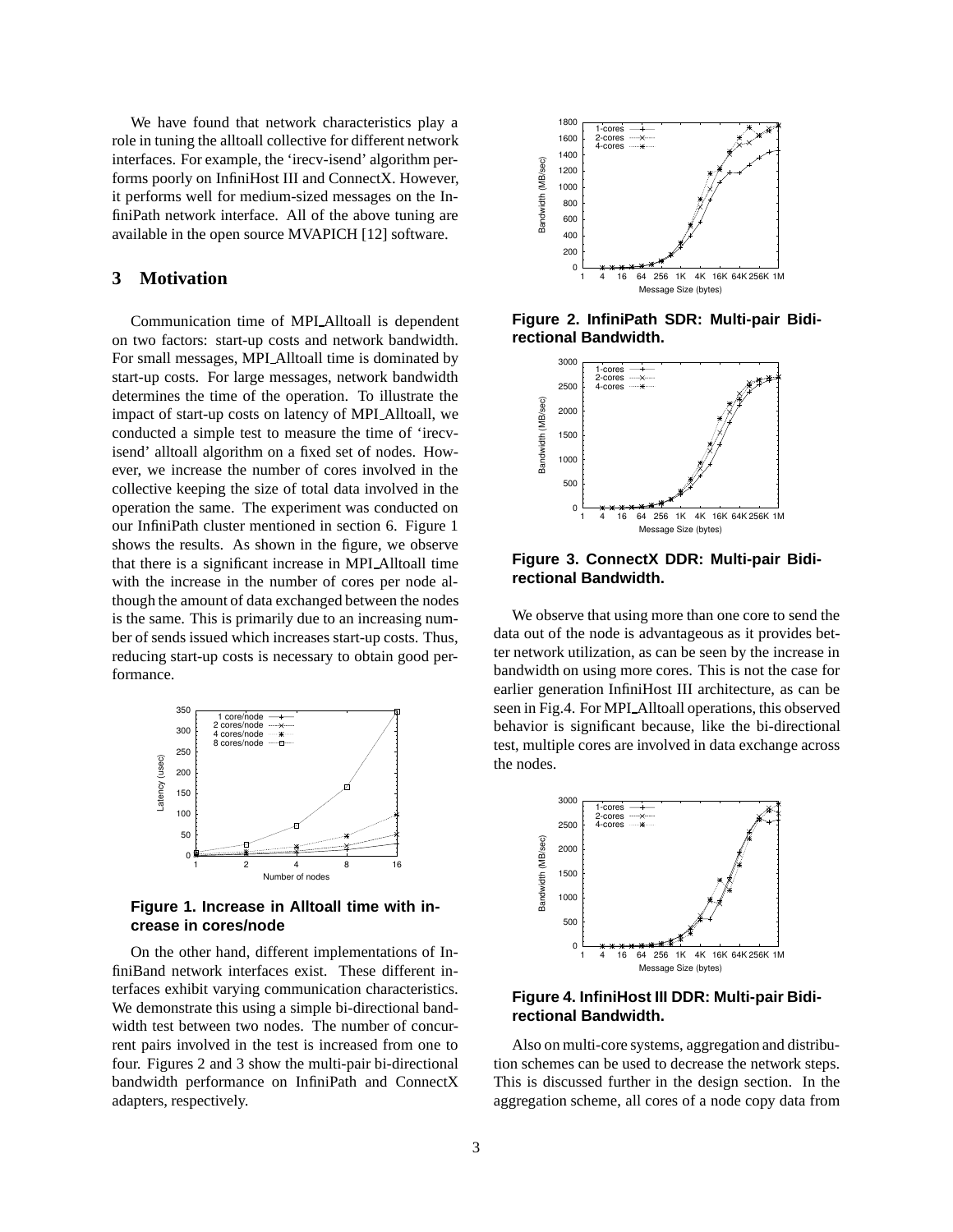We have found that network characteristics play a role in tuning the alltoall collective for different network interfaces. For example, the 'irecv-isend' algorithm performs poorly on InfiniHost III and ConnectX. However, it performs well for medium-sized messages on the InfiniPath network interface. All of the above tuning are available in the open source MVAPICH [12] software.

## 3 Motivation

Communication time of MPI_Alltoall is dependent on two factors: start-up costs and network bandwidth. For small messages, MPI_Alltoall time is dominated by start-up costs. For large messages, network bandwidth determines the time of the operation. To illustrate the impact of start-up costs on latency of MPI_Alltoall, we conducted a simple test to measure the time of 'irecv-isend' alltoall algorithm on a fixed set of nodes. However, we increase the number of cores involved in the collective keeping the size of total data involved in the operation the same. The experiment was conducted on our InfiniPath cluster mentioned in section 6. Figure 1 shows the results. As shown in the figure, we observe that there is a significant increase in MPI_Alltoall time with the increase in the number of cores per node although the amount of data exchanged between the nodes is the same. This is primarily due to an increasing number of sends issued which increases start-up costs. Thus, reducing start-up costs is necessary to obtain good performance.

**Figure 1. Increase in Alltoall time with increase in cores/node**

On the other hand, different implementations of InfiniBand network interfaces exist. These different interfaces exhibit varying communication characteristics. We demonstrate this using a simple bi-directional bandwidth test between two nodes. The number of concurrent pairs involved in the test is increased from one to four. Figures 2 and 3 show the multi-pair bi-directional bandwidth performance on InfiniPath and ConnectX adapters, respectively.

**Figure 2. InfiniPath SDR: Multi-pair Bidirectional Bandwidth.**

**Figure 3. ConnectX DDR: Multi-pair Bidirectional Bandwidth.**

We observe that using more than one core to send the data out of the node is advantageous as it provides better network utilization, as can be seen by the increase in bandwidth on using more cores. This is not the case for earlier generation InfiniHost III architecture, as can be seen in Fig.4. For MPI_Alltoall operations, this observed behavior is significant because, like the bi-directional test, multiple cores are involved in data exchange across the nodes.

**Figure 4. InfiniHost III DDR: Multi-pair Bidirectional Bandwidth.**

Also on multi-core systems, aggregation and distribution schemes can be used to decrease the network steps. This is discussed further in the design section. In the aggregation scheme, all cores of a node copy data from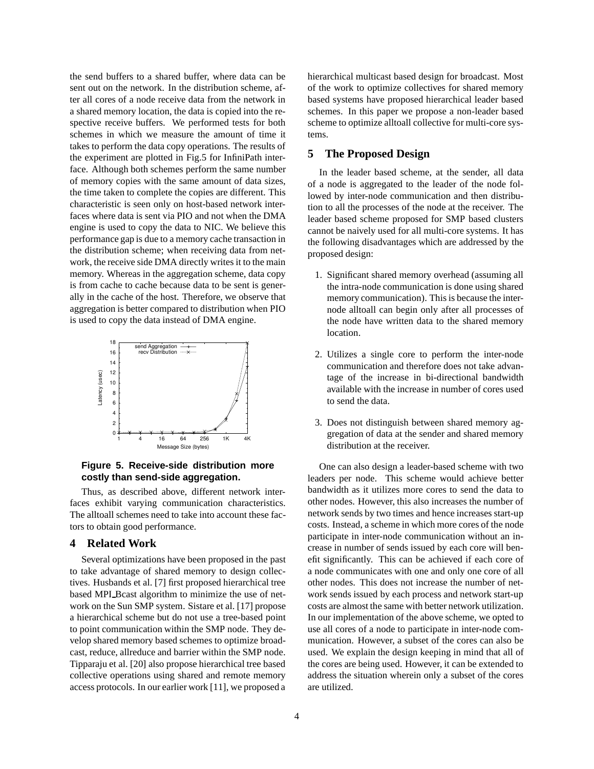the send buffers to a shared buffer, where data can be sent out on the network. In the distribution scheme, after all cores of a node receive data from the network in a shared memory location, the data is copied into the respective receive buffers. We performed tests for both schemes in which we measure the amount of time it takes to perform the data copy operations. The results of the experiment are plotted in Fig.5 for InfiniPath interface. Although both schemes perform the same number of memory copies with the same amount of data sizes, the time taken to complete the copies are different. This characteristic is seen only on host-based network interfaces where data is sent via PIO and not when the DMA engine is used to copy the data to NIC. We believe this performance gap is due to a memory cache transaction in the distribution scheme; when receiving data from network, the receive side DMA directly writes it to the main memory. Whereas in the aggregation scheme, data copy is from cache to cache because data to be sent is generally in the cache of the host. Therefore, we observe that aggregation is better compared to distribution when PIO is used to copy the data instead of DMA engine.

send Aggregation
recv Distribution
Latency (usec)
0
2
4
6
8
10
12
14
16
18
1
4
16
64
256
1K
4K
Message Size (bytes)

**Figure 5. Receive-side distribution more costly than send-side aggregation.**

Thus, as described above, different network interfaces exhibit varying communication characteristics. The alltoall schemes need to take into account these factors to obtain good performance.

## 4 Related Work

Several optimizations have been proposed in the past to take advantage of shared memory to design collectives. Husbands et al. [7] first proposed hierarchical tree based MPI_Bcast algorithm to minimize the use of network on the Sun SMP system. Sistare et al. [17] propose a hierarchical scheme but do not use a tree-based point to point communication within the SMP node. They develop shared memory based schemes to optimize broadcast, reduce, allreduce and barrier within the SMP node. Tipparaju et al. [20] also propose hierarchical tree based collective operations using shared and remote memory access protocols. In our earlier work [11], we proposed a hierarchical multicast based design for broadcast. Most of the work to optimize collectives for shared memory based systems have proposed hierarchical leader based schemes. In this paper we propose a non-leader based scheme to optimize alltoall collective for multi-core systems.

## 5 The Proposed Design

In the leader based scheme, at the sender, all data of a node is aggregated to the leader of the node followed by inter-node communication and then distribution to all the processes of the node at the receiver. The leader based scheme proposed for SMP based clusters cannot be naively used for all multi-core systems. It has the following disadvantages which are addressed by the proposed design:

1. Significant shared memory overhead (assuming all the intra-node communication is done using shared memory communication). This is because the inter-node alltoall can begin only after all processes of the node have written data to the shared memory location.

2. Utilizes a single core to perform the inter-node communication and therefore does not take advantage of the increase in bi-directional bandwidth available with the increase in number of cores used to send the data.

3. Does not distinguish between shared memory aggregation of data at the sender and shared memory distribution at the receiver.

One can also design a leader-based scheme with two leaders per node. This scheme would achieve better bandwidth as it utilizes more cores to send the data to other nodes. However, this also increases the number of network sends by two times and hence increases start-up costs. Instead, a scheme in which more cores of the node participate in inter-node communication without an increase in number of sends issued by each core will benefit significantly. This can be achieved if each core of a node communicates with one and only one core of all other nodes. This does not increase the number of network sends issued by each process and network start-up costs are almost the same with better network utilization. In our implementation of the above scheme, we opted to use all cores of a node to participate in inter-node communication. However, a subset of the cores can also be used. We explain the design keeping in mind that all of the cores are being used. However, it can be extended to address the situation wherein only a subset of the cores are utilized.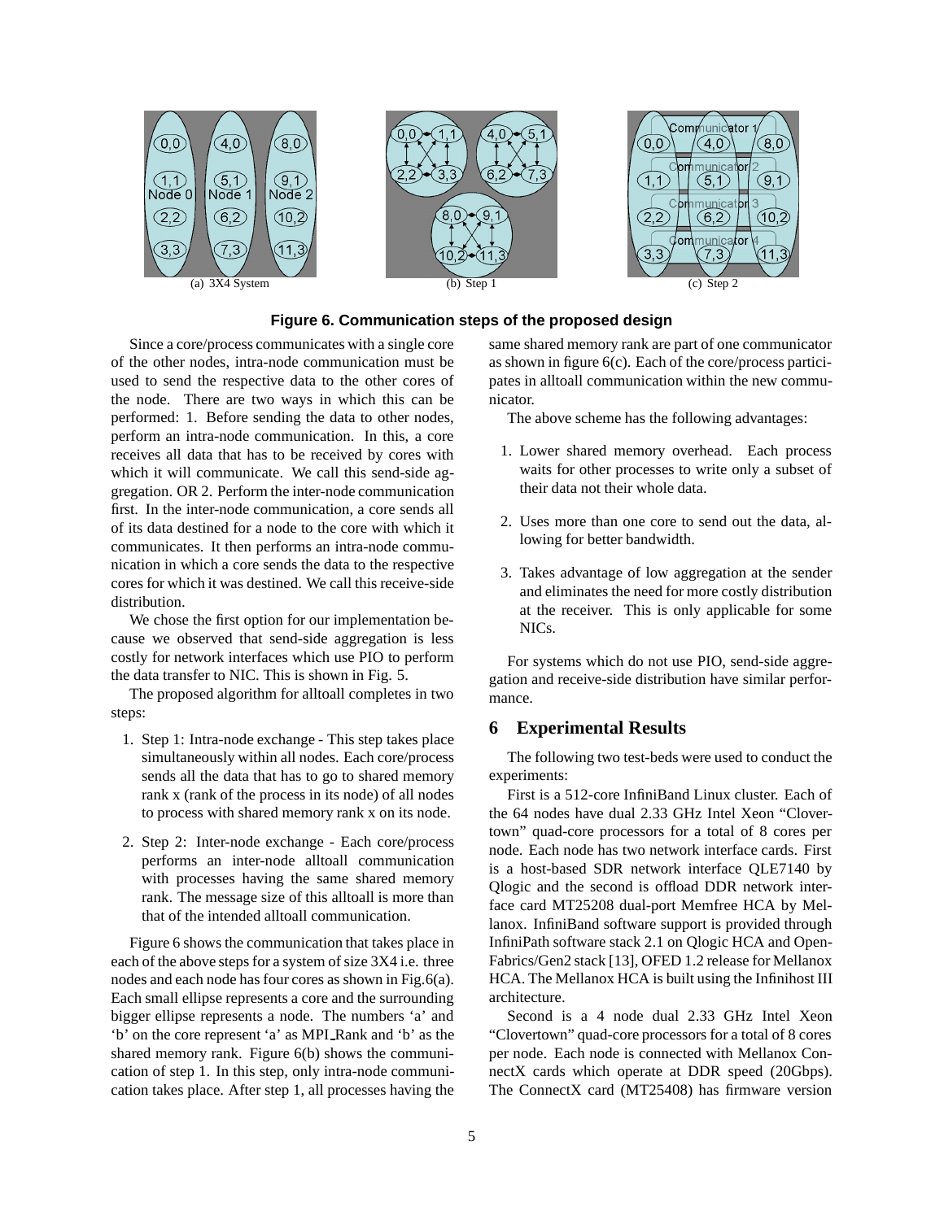(a) 3X4 System

(b) Step 1

(c) Step 2

**Figure 6. Communication steps of the proposed design**

Since a core/process communicates with a single core of the other nodes, intra-node communication must be used to send the respective data to the other cores of the node. There are two ways in which this can be performed: 1. Before sending the data to other nodes, perform an intra-node communication. In this, a core receives all data that has to be received by cores with which it will communicate. We call this send-side aggregation. OR 2. Perform the inter-node communication first. In the inter-node communication, a core sends all of its data destined for a node to the core with which it communicates. It then performs an intra-node communication in which a core sends the data to the respective cores for which it was destined. We call this receive-side distribution.

We chose the first option for our implementation because we observed that send-side aggregation is less costly for network interfaces which use PIO to perform the data transfer to NIC. This is shown in Fig. 5.

The proposed algorithm for alltoall completes in two steps:

1. Step 1: Intra-node exchange - This step takes place simultaneously within all nodes. Each core/process sends all the data that has to go to shared memory rank x (rank of the process in its node) of all nodes to process with shared memory rank x on its node.
2. Step 2: Inter-node exchange - Each core/process performs an inter-node alltoall communication with processes having the same shared memory rank. The message size of this alltoall is more than that of the intended alltoall communication.

Figure 6 shows the communication that takes place in each of the above steps for a system of size 3X4 i.e. three nodes and each node has four cores as shown in Fig.6(a). Each small ellipse represents a core and the surrounding bigger ellipse represents a node. The numbers 'a' and 'b' on the core represent 'a' as MPI_Rank and 'b' as the shared memory rank. Figure 6(b) shows the communication of step 1. In this step, only intra-node communication takes place. After step 1, all processes having the same shared memory rank are part of one communicator as shown in figure 6(c). Each of the core/process participates in alltoall communication within the new communicator.

The above scheme has the following advantages:

1. Lower shared memory overhead. Each process waits for other processes to write only a subset of their data not their whole data.
2. Uses more than one core to send out the data, allowing for better bandwidth.
3. Takes advantage of low aggregation at the sender and eliminates the need for more costly distribution at the receiver. This is only applicable for some NICs.

For systems which do not use PIO, send-side aggregation and receive-side distribution have similar performance.

## 6 Experimental Results

The following two test-beds were used to conduct the experiments:

First is a 512-core InfiniBand Linux cluster. Each of the 64 nodes have dual 2.33 GHz Intel Xeon "Clovertown" quad-core processors for a total of 8 cores per node. Each node has two network interface cards. First is a host-based SDR network interface QLE7140 by Qlogic and the second is offload DDR network interface card MT25208 dual-port Memfree HCA by Mellanox. InfiniBand software support is provided through InfiniPath software stack 2.1 on Qlogic HCA and OpenFabrics/Gen2 stack [13], OFED 1.2 release for Mellanox HCA. The Mellanox HCA is built using the Infinihost III architecture.

Second is a 4 node dual 2.33 GHz Intel Xeon "Clovertown" quad-core processors for a total of 8 cores per node. Each node is connected with Mellanox ConnectX cards which operate at DDR speed (20Gbps). The ConnectX card (MT25408) has firmware version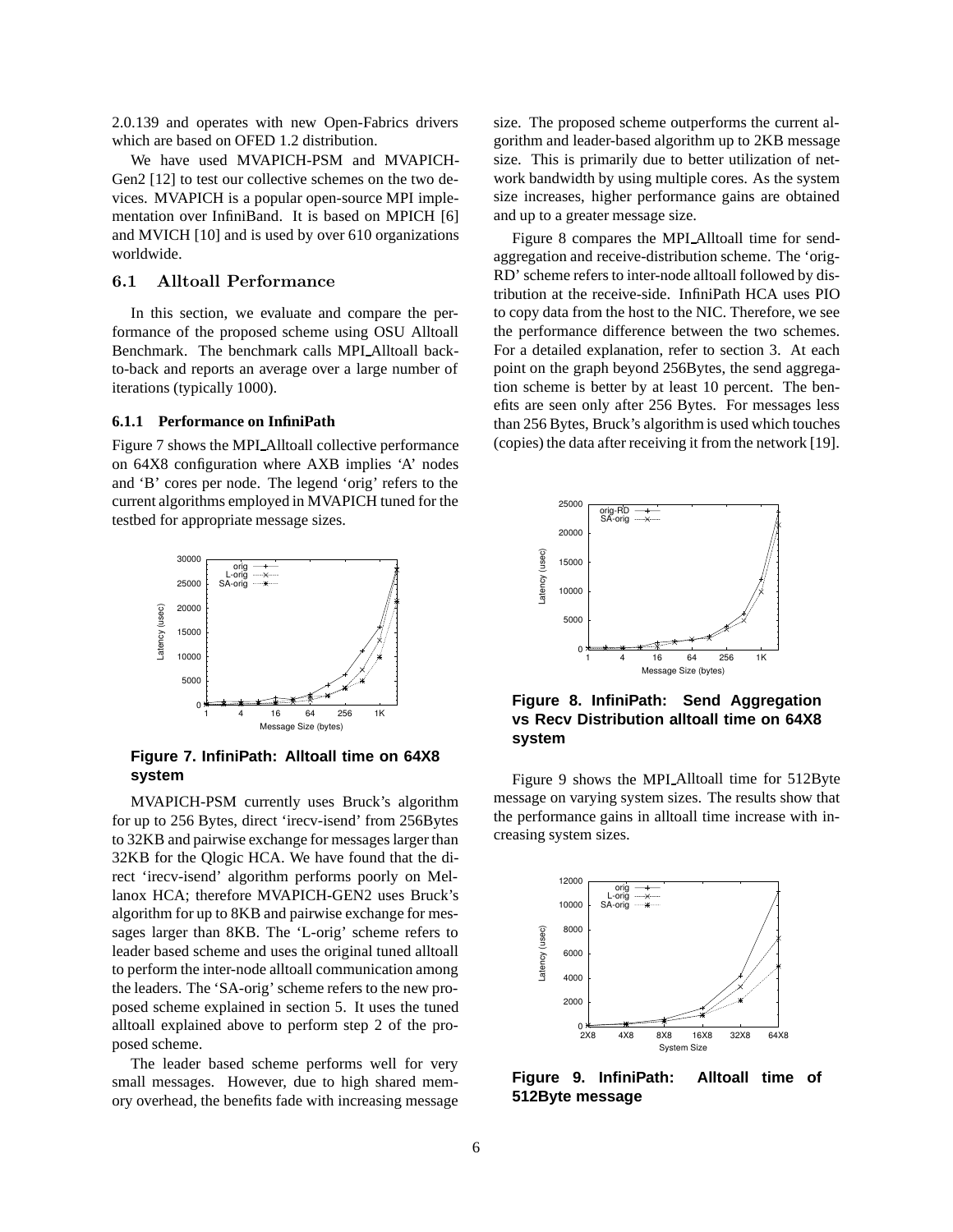2.0.139 and operates with new Open-Fabrics drivers which are based on OFED 1.2 distribution.

We have used MVAPICH-PSM and MVAPICH-Gen2 [12] to test our collective schemes on the two devices. MVAPICH is a popular open-source MPI implementation over InfiniBand. It is based on MPICH [6] and MVICH [10] and is used by over 610 organizations worldwide.

### 6.1 Alltoall Performance

In this section, we evaluate and compare the performance of the proposed scheme using OSU Alltoall Benchmark. The benchmark calls MPI_Alltoall back-to-back and reports an average over a large number of iterations (typically 1000).

#### 6.1.1 Performance on InfiniPath

Figure 7 shows the MPI_Alltoall collective performance on 64X8 configuration where AXB implies 'A' nodes and 'B' cores per node. The legend 'orig' refers to the current algorithms employed in MVAPICH tuned for the testbed for appropriate message sizes.

**Figure 7. InfiniPath: Alltoall time on 64X8 system**

MVAPICH-PSM currently uses Bruck's algorithm for up to 256 Bytes, direct 'irecv-isend' from 256Bytes to 32KB and pairwise exchange for messages larger than 32KB for the Qlogic HCA. We have found that the direct 'irecv-isend' algorithm performs poorly on Mellanox HCA; therefore MVAPICH-GEN2 uses Bruck's algorithm for up to 8KB and pairwise exchange for messages larger than 8KB. The 'L-orig' scheme refers to leader based scheme and uses the original tuned alltoall to perform the inter-node alltoall communication among the leaders. The 'SA-orig' scheme refers to the new proposed scheme explained in section 5. It uses the tuned alltoall explained above to perform step 2 of the proposed scheme.

The leader based scheme performs well for very small messages. However, due to high shared memory overhead, the benefits fade with increasing message size. The proposed scheme outperforms the current algorithm and leader-based algorithm up to 2KB message size. This is primarily due to better utilization of network bandwidth by using multiple cores. As the system size increases, higher performance gains are obtained and up to a greater message size.

Figure 8 compares the MPI_Alltoall time for send-aggregation and receive-distribution scheme. The 'orig-RD' scheme refers to inter-node alltoall followed by distribution at the receive-side. InfiniPath HCA uses PIO to copy data from the host to the NIC. Therefore, we see the performance difference between the two schemes. For a detailed explanation, refer to section 3. At each point on the graph beyond 256Bytes, the send aggregation scheme is better by at least 10 percent. The benefits are seen only after 256 Bytes. For messages less than 256 Bytes, Bruck's algorithm is used which touches (copies) the data after receiving it from the network [19].

**Figure 8. InfiniPath: Send Aggregation vs Recv Distribution alltoall time on 64X8 system**

Figure 9 shows the MPI_Alltoall time for 512Byte message on varying system sizes. The results show that the performance gains in alltoall time increase with increasing system sizes.

**Figure 9. InfiniPath: Alltoall time of 512Byte message**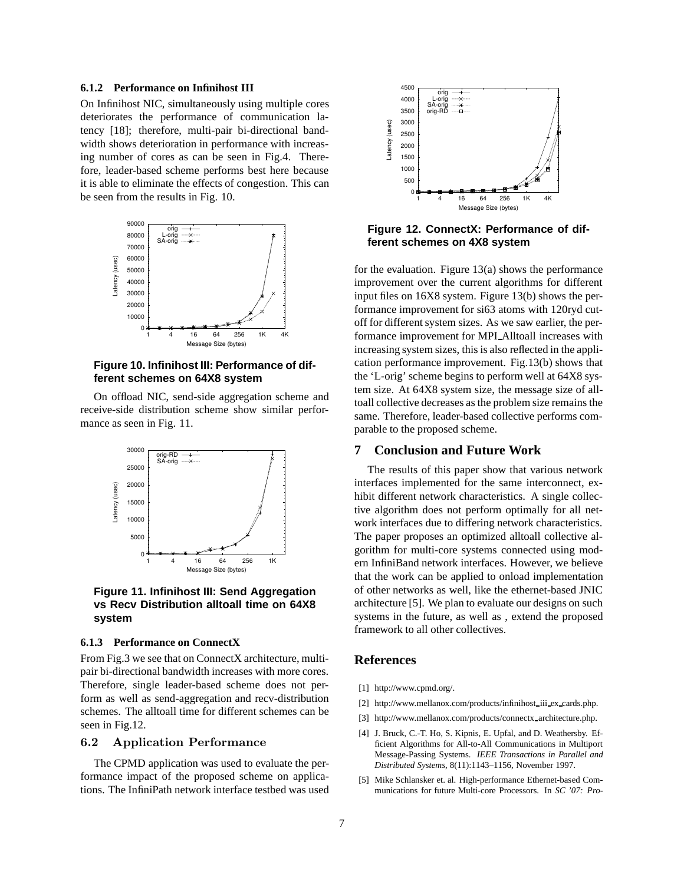#### 6.1.2 Performance on Infinihost III

On Infinihost NIC, simultaneously using multiple cores deteriorates the performance of communication latency [18]; therefore, multi-pair bi-directional bandwidth shows deterioration in performance with increasing number of cores as can be seen in Fig.4. Therefore, leader-based scheme performs best here because it is able to eliminate the effects of congestion. This can be seen from the results in Fig. 10.

**Figure 10. Infinihost III: Performance of different schemes on 64X8 system**

On offload NIC, send-side aggregation scheme and receive-side distribution scheme show similar performance as seen in Fig. 11.

**Figure 11. Infinihost III: Send Aggregation vs Recv Distribution alltoall time on 64X8 system**

#### 6.1.3 Performance on ConnectX

From Fig.3 we see that on ConnectX architecture, multi-pair bi-directional bandwidth increases with more cores. Therefore, single leader-based scheme does not perform as well as send-aggregation and recv-distribution schemes. The alltoall time for different schemes can be seen in Fig.12.

**Figure 12. ConnectX: Performance of different schemes on 4X8 system**

### 6.2 Application Performance

The CPMD application was used to evaluate the performance impact of the proposed scheme on applications. The InfiniPath network interface testbed was used for the evaluation. Figure 13(a) shows the performance improvement over the current algorithms for different input files on 16X8 system. Figure 13(b) shows the performance improvement for si63 atoms with 120ryd cutoff for different system sizes. As we saw earlier, the performance improvement for MPI_Alltoall increases with increasing system sizes, this is also reflected in the application performance improvement. Fig.13(b) shows that the 'L-orig' scheme begins to perform well at 64X8 system size. At 64X8 system size, the message size of alltoall collective decreases as the problem size remains the same. Therefore, leader-based collective performs comparable to the proposed scheme.

## 7 Conclusion and Future Work

The results of this paper show that various network interfaces implemented for the same interconnect, exhibit different network characteristics. A single collective algorithm does not perform optimally for all network interfaces due to differing network characteristics. The paper proposes an optimized alltoall collective algorithm for multi-core systems connected using modern InfiniBand network interfaces. However, we believe that the work can be applied to onload implementation of other networks as well, like the ethernet-based JNIC architecture [5]. We plan to evaluate our designs on such systems in the future, as well as , extend the proposed framework to all other collectives.

## References

[1] http://www.cpmd.org/.

[2] http://www.mellanox.com/products/infinihost_iii_ex_cards.php.

[3] http://www.mellanox.com/products/connectx_architecture.php.

[4] J. Bruck, C.-T. Ho, S. Kipnis, E. Upfal, and D. Weathersby. Efficient Algorithms for All-to-All Communications in Multiport Message-Passing Systems. *IEEE Transactions in Parallel and Distributed Systems*, 8(11):1143–1156, November 1997.

[5] Mike Schlansker et. al. High-performance Ethernet-based Communications for future Multi-core Processors. In *SC '07: Pro-*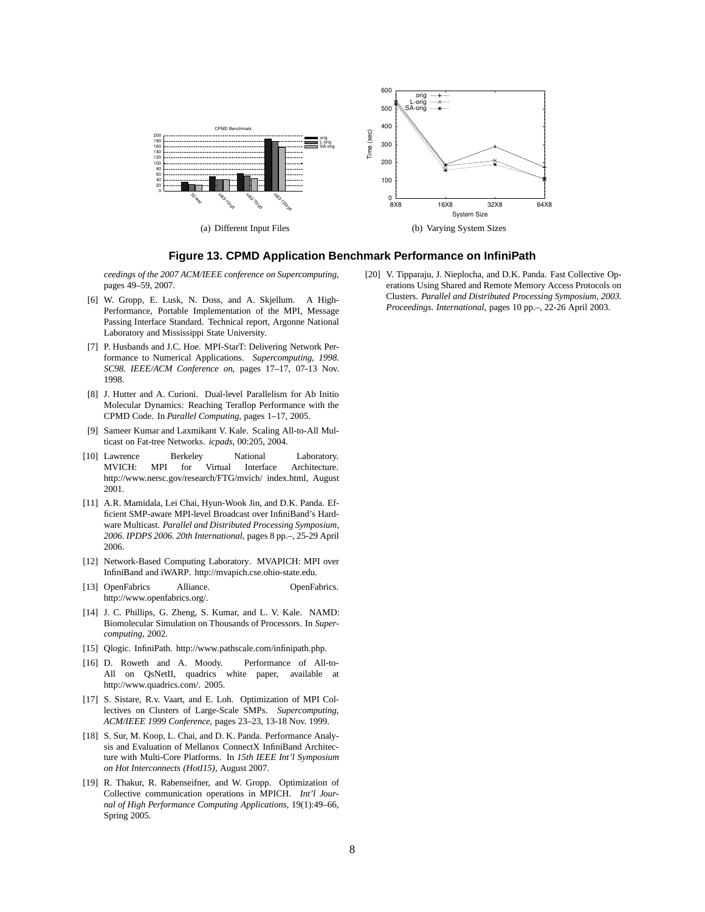CPMD Benchmark

200
180
160
140
120
100
80
60
40
20
0

orig
L-orig
SA-orig

32-wat
si63-10ryd
si63-70ryd
si63-120ryd

(a) Different Input Files

600
500
400
300
200
100
0

Time (sec)

orig
L-orig
SA-orig

8X8
16X8
32X8
64X8

System Size

(b) Varying System Sizes

**Figure 13. CPMD Application Benchmark Performance on InfiniPath**

*ceedings of the 2007 ACM/IEEE conference on Supercomputing*, pages 49–59, 2007.

[6] W. Gropp, E. Lusk, N. Doss, and A. Skjellum. A High-Performance, Portable Implementation of the MPI, Message Passing Interface Standard. Technical report, Argonne National Laboratory and Mississippi State University.

[7] P. Husbands and J.C. Hoe. MPI-StarT: Delivering Network Performance to Numerical Applications. *Supercomputing, 1998. SC98. IEEE/ACM Conference on*, pages 17–17, 07-13 Nov. 1998.

[8] J. Hutter and A. Curioni. Dual-level Parallelism for Ab Initio Molecular Dynamics: Reaching Teraflop Performance with the CPMD Code. In *Parallel Computing*, pages 1–17, 2005.

[9] Sameer Kumar and Laxmikant V. Kale. Scaling All-to-All Multicast on Fat-tree Networks. *icpads*, 00:205, 2004.

[10] Lawrence Berkeley National Laboratory. MVICH: MPI for Virtual Interface Architecture. http://www.nersc.gov/research/FTG/mvich/ index.html, August 2001.

[11] A.R. Mamidala, Lei Chai, Hyun-Wook Jin, and D.K. Panda. Efficient SMP-aware MPI-level Broadcast over InfiniBand's Hardware Multicast. *Parallel and Distributed Processing Symposium, 2006. IPDPS 2006. 20th International*, pages 8 pp.–, 25-29 April 2006.

[12] Network-Based Computing Laboratory. MVAPICH: MPI over InfiniBand and iWARP. http://mvapich.cse.ohio-state.edu.

[13] OpenFabrics Alliance. OpenFabrics. http://www.openfabrics.org/.

[14] J. C. Phillips, G. Zheng, S. Kumar, and L. V. Kale. NAMD: Biomolecular Simulation on Thousands of Processors. In *Supercomputing*, 2002.

[15] Qlogic. InfiniPath. http://www.pathscale.com/infinipath.php.

[16] D. Roweth and A. Moody. Performance of All-to-All on QsNetII, quadrics white paper, available at http://www.quadrics.com/. 2005.

[17] S. Sistare, R.v. Vaart, and E. Loh. Optimization of MPI Collectives on Clusters of Large-Scale SMPs. *Supercomputing, ACM/IEEE 1999 Conference*, pages 23–23, 13-18 Nov. 1999.

[18] S. Sur, M. Koop, L. Chai, and D. K. Panda. Performance Analysis and Evaluation of Mellanox ConnectX InfiniBand Architecture with Multi-Core Platforms. In *15th IEEE Int'l Symposium on Hot Interconnects (HotI15)*, August 2007.

[19] R. Thakur, R. Rabenseifner, and W. Gropp. Optimization of Collective communication operations in MPICH. *Int'l Journal of High Performance Computing Applications*, 19(1):49–66, Spring 2005.

[20] V. Tipparaju, J. Nieplocha, and D.K. Panda. Fast Collective Operations Using Shared and Remote Memory Access Protocols on Clusters. *Parallel and Distributed Processing Symposium, 2003. Proceedings. International*, pages 10 pp.–, 22-26 April 2003.